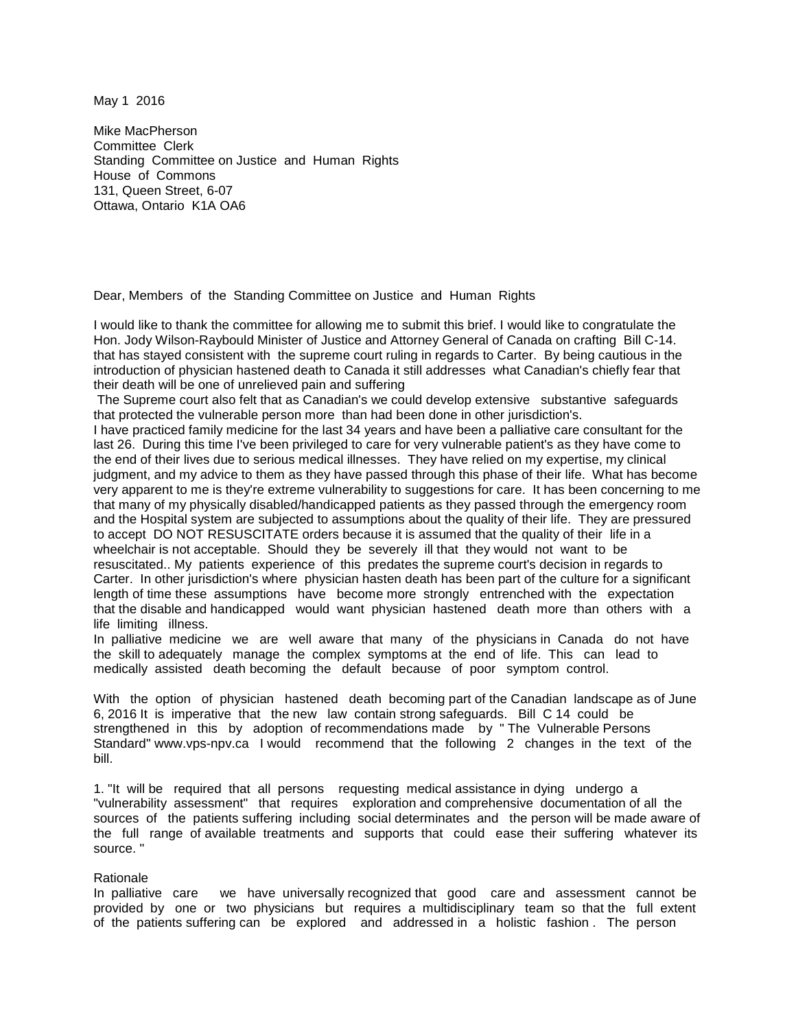May 1 2016

Mike MacPherson
Committee Clerk
Standing Committee on Justice and Human Rights
House of Commons
131, Queen Street, 6-07
Ottawa, Ontario K1A OA6

Dear, Members of the Standing Committee on Justice and Human Rights

I would like to thank the committee for allowing me to submit this brief. I would like to congratulate the Hon. Jody Wilson-Raybould Minister of Justice and Attorney General of Canada on crafting Bill C-14. that has stayed consistent with the supreme court ruling in regards to Carter. By being cautious in the introduction of physician hastened death to Canada it still addresses what Canadian's chiefly fear that their death will be one of unrelieved pain and suffering

The Supreme court also felt that as Canadian's we could develop extensive substantive safeguards that protected the vulnerable person more than had been done in other jurisdiction's.

I have practiced family medicine for the last 34 years and have been a palliative care consultant for the last 26. During this time I've been privileged to care for very vulnerable patient's as they have come to the end of their lives due to serious medical illnesses. They have relied on my expertise, my clinical judgment, and my advice to them as they have passed through this phase of their life. What has become very apparent to me is they're extreme vulnerability to suggestions for care. It has been concerning to me that many of my physically disabled/handicapped patients as they passed through the emergency room and the Hospital system are subjected to assumptions about the quality of their life. They are pressured to accept DO NOT RESUSCITATE orders because it is assumed that the quality of their life in a wheelchair is not acceptable. Should they be severely ill that they would not want to be resuscitated.. My patients experience of this predates the supreme court's decision in regards to Carter. In other jurisdiction's where physician hasten death has been part of the culture for a significant length of time these assumptions have become more strongly entrenched with the expectation that the disable and handicapped would want physician hastened death more than others with a life limiting illness.

In palliative medicine we are well aware that many of the physicians in Canada do not have the skill to adequately manage the complex symptoms at the end of life. This can lead to medically assisted death becoming the default because of poor symptom control.

With the option of physician hastened death becoming part of the Canadian landscape as of June 6, 2016 It is imperative that the new law contain strong safeguards. Bill C 14 could be strengthened in this by adoption of recommendations made by " The Vulnerable Persons Standard" www.vps-npv.ca I would recommend that the following 2 changes in the text of the bill.

1. "It will be required that all persons requesting medical assistance in dying undergo a "vulnerability assessment" that requires exploration and comprehensive documentation of all the sources of the patients suffering including social determinates and the person will be made aware of the full range of available treatments and supports that could ease their suffering whatever its source. "

Rationale

In palliative care we have universally recognized that good care and assessment cannot be provided by one or two physicians but requires a multidisciplinary team so that the full extent of the patients suffering can be explored and addressed in a holistic fashion . The person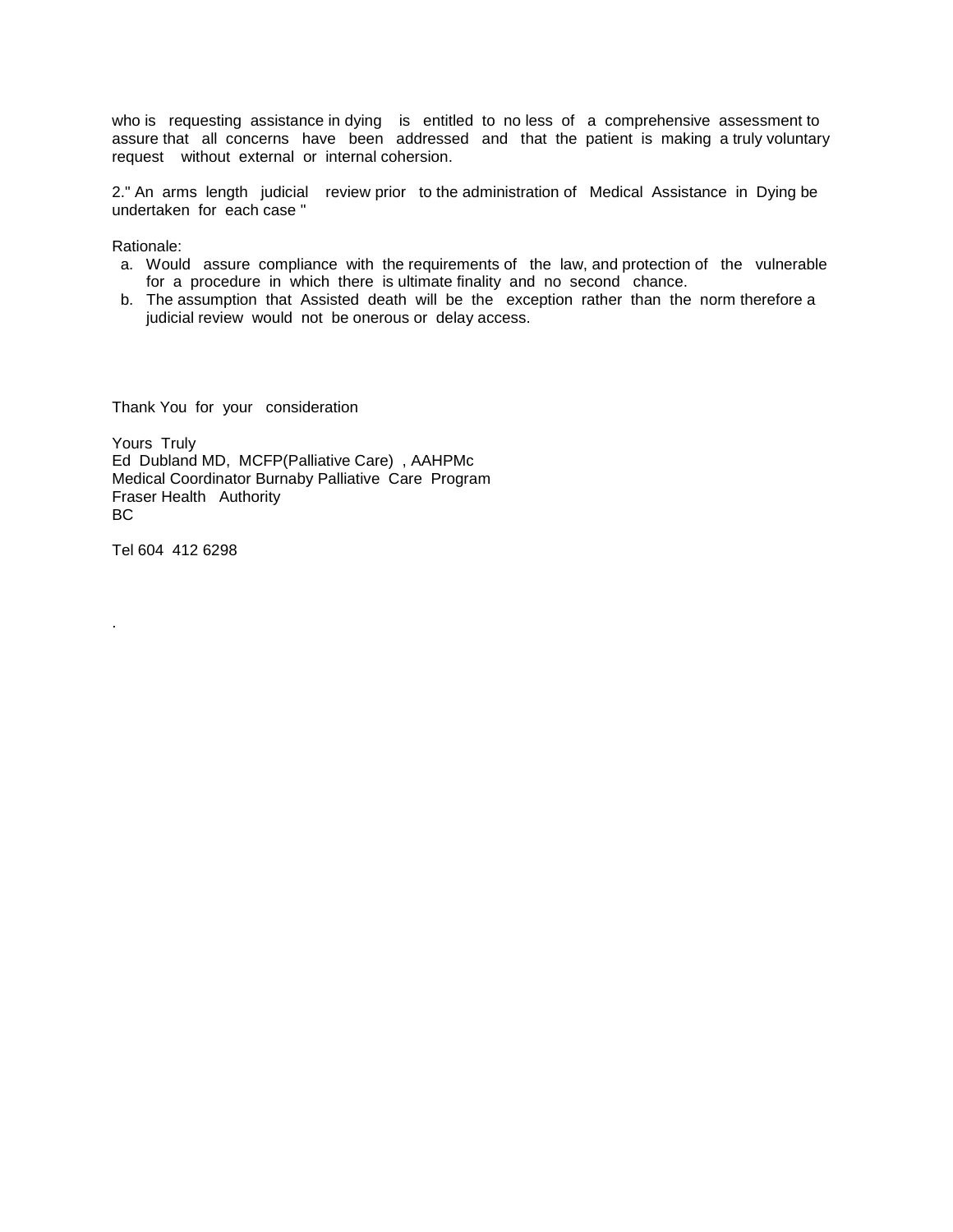who is requesting assistance in dying is entitled to no less of a comprehensive assessment to assure that all concerns have been addressed and that the patient is making a truly voluntary request without external or internal cohersion.

2." An arms length judicial review prior to the administration of Medical Assistance in Dying be undertaken for each case "

Rationale:

a. Would assure compliance with the requirements of the law, and protection of the vulnerable for a procedure in which there is ultimate finality and no second chance.
b. The assumption that Assisted death will be the exception rather than the norm therefore a judicial review would not be onerous or delay access.

Thank You for your consideration

Yours Truly
Ed Dubland MD, MCFP(Palliative Care) , AAHPMc
Medical Coordinator Burnaby Palliative Care Program
Fraser Health Authority
BC

Tel 604 412 6298

.